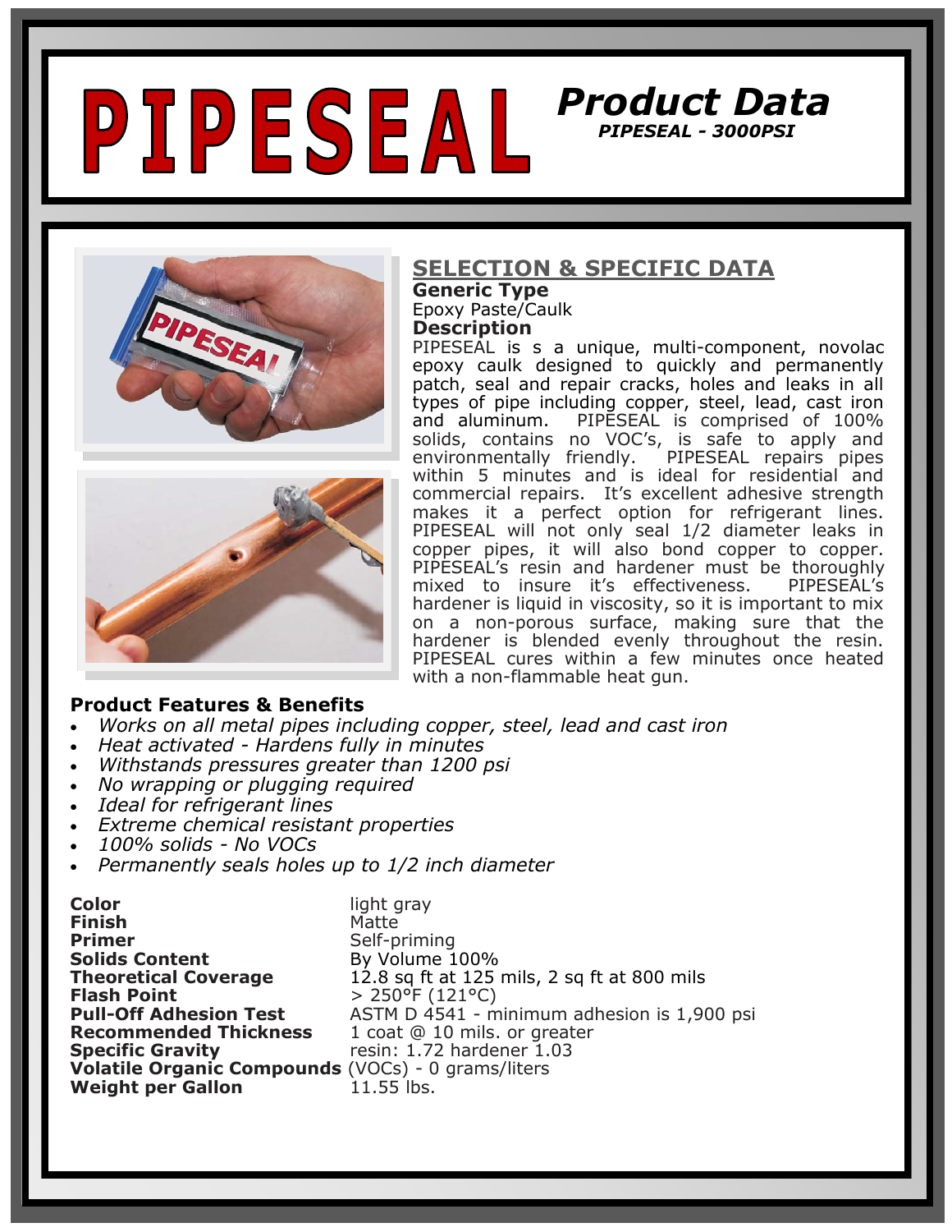# PIPESEAL

## Product Data

### PIPESEAL - 3000PSI

## SELECTION & SPECIFIC DATA

**Generic Type**

Epoxy Paste/Caulk

**Description**

PIPESEAL is s a unique, multi-component, novolac epoxy caulk designed to quickly and permanently patch, seal and repair cracks, holes and leaks in all types of pipe including copper, steel, lead, cast iron and aluminum. PIPESEAL is comprised of 100% solids, contains no VOC's, is safe to apply and environmentally friendly. PIPESEAL repairs pipes within 5 minutes and is ideal for residential and commercial repairs. It's excellent adhesive strength makes it a perfect option for refrigerant lines. PIPESEAL will not only seal 1/2 diameter leaks in copper pipes, it will also bond copper to copper. PIPESEAL's resin and hardener must be thoroughly mixed to insure it's effectiveness. PIPESEAL's hardener is liquid in viscosity, so it is important to mix on a non-porous surface, making sure that the hardener is blended evenly throughout the resin. PIPESEAL cures within a few minutes once heated with a non-flammable heat gun.

**Product Features & Benefits**

- *Works on all metal pipes including copper, steel, lead and cast iron*
- *Heat activated - Hardens fully in minutes*
- *Withstands pressures greater than 1200 psi*
- *No wrapping or plugging required*
- *Ideal for refrigerant lines*
- *Extreme chemical resistant properties*
- *100% solids - No VOCs*
- *Permanently seals holes up to 1/2 inch diameter*

| | |
|---|---|
| **Color** | light gray |
| **Finish** | Matte |
| **Primer** | Self-priming |
| **Solids Content** | By Volume 100% |
| **Theoretical Coverage** | 12.8 sq ft at 125 mils, 2 sq ft at 800 mils |
| **Flash Point** | > 250°F (121°C) |
| **Pull-Off Adhesion Test** | ASTM D 4541 - minimum adhesion is 1,900 psi |
| **Recommended Thickness** | 1 coat @ 10 mils. or greater |
| **Specific Gravity** | resin: 1.72 hardener 1.03 |
| **Volatile Organic Compounds** | (VOCs) - 0 grams/liters |
| **Weight per Gallon** | 11.55 lbs. |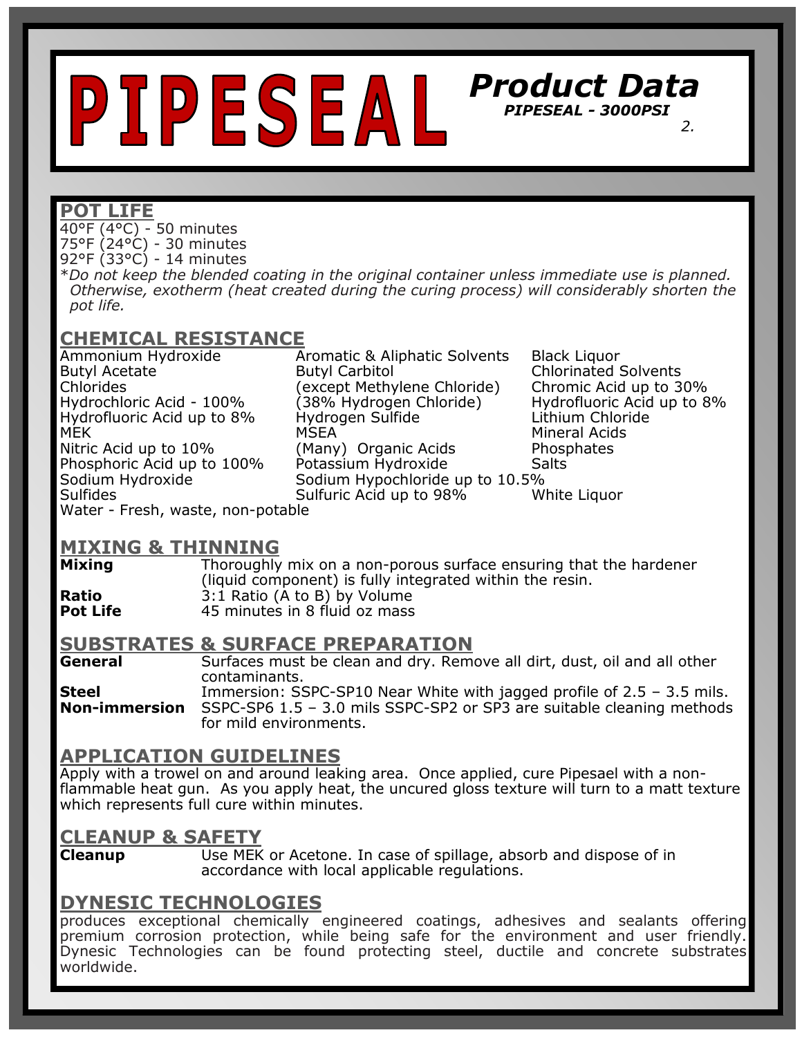# PIPESEAL

## Product Data

***PIPESEAL - 3000PSI***

## POT LIFE

40°F (4°C) - 50 minutes
75°F (24°C) - 30 minutes
92°F (33°C) - 14 minutes

**Do not keep the blended coating in the original container unless immediate use is planned. Otherwise, exotherm (heat created during the curing process) will considerably shorten the pot life.*

## CHEMICAL RESISTANCE

| | | |
|---|---|---|
| Ammonium Hydroxide | Aromatic & Aliphatic Solvents | Black Liquor |
| Butyl Acetate | Butyl Carbitol | Chlorinated Solvents |
| Chlorides | (except Methylene Chloride) | Chromic Acid up to 30% |
| Hydrochloric Acid - 100% | (38% Hydrogen Chloride) | Hydrofluoric Acid up to 8% |
| Hydrofluoric Acid up to 8% | Hydrogen Sulfide | Lithium Chloride |
| MEK | MSEA | Mineral Acids |
| Nitric Acid up to 10% | (Many) Organic Acids | Phosphates |
| Phosphoric Acid up to 100% | Potassium Hydroxide | Salts |
| Sodium Hydroxide | Sodium Hypochloride up to 10.5% | |
| Sulfides | Sulfuric Acid up to 98% | White Liquor |
| Water - Fresh, waste, non-potable | | |

## MIXING & THINNING

**Mixing** Thoroughly mix on a non-porous surface ensuring that the hardener (liquid component) is fully integrated within the resin.

**Ratio** 3:1 Ratio (A to B) by Volume

**Pot Life** 45 minutes in 8 fluid oz mass

## SUBSTRATES & SURFACE PREPARATION

**General** Surfaces must be clean and dry. Remove all dirt, dust, oil and all other contaminants.

**Steel** Immersion: SSPC-SP10 Near White with jagged profile of 2.5 – 3.5 mils.

**Non-immersion** SSPC-SP6 1.5 – 3.0 mils SSPC-SP2 or SP3 are suitable cleaning methods for mild environments.

## APPLICATION GUIDELINES

Apply with a trowel on and around leaking area. Once applied, cure Pipesael with a non-flammable heat gun. As you apply heat, the uncured gloss texture will turn to a matt texture which represents full cure within minutes.

## CLEANUP & SAFETY

**Cleanup** Use MEK or Acetone. In case of spillage, absorb and dispose of in accordance with local applicable regulations.

## DYNESIC TECHNOLOGIES

produces exceptional chemically engineered coatings, adhesives and sealants offering premium corrosion protection, while being safe for the environment and user friendly. Dynesic Technologies can be found protecting steel, ductile and concrete substrates worldwide.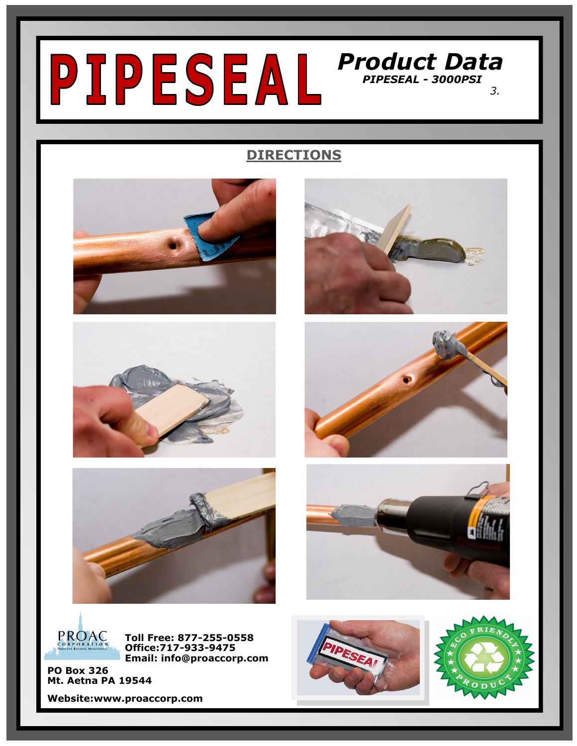# PIPESEAL

## Product Data

**PIPESEAL - 3000PSI**

## DIRECTIONS

PROAC CORPORATION
Proactive Building Maintenance

**Toll Free: 877-255-0558**
**Office:717-933-9475**
**Email: info@proaccorp.com**

**PO Box 326**
**Mt. Aetna PA 19544**

**Website:www.proaccorp.com**